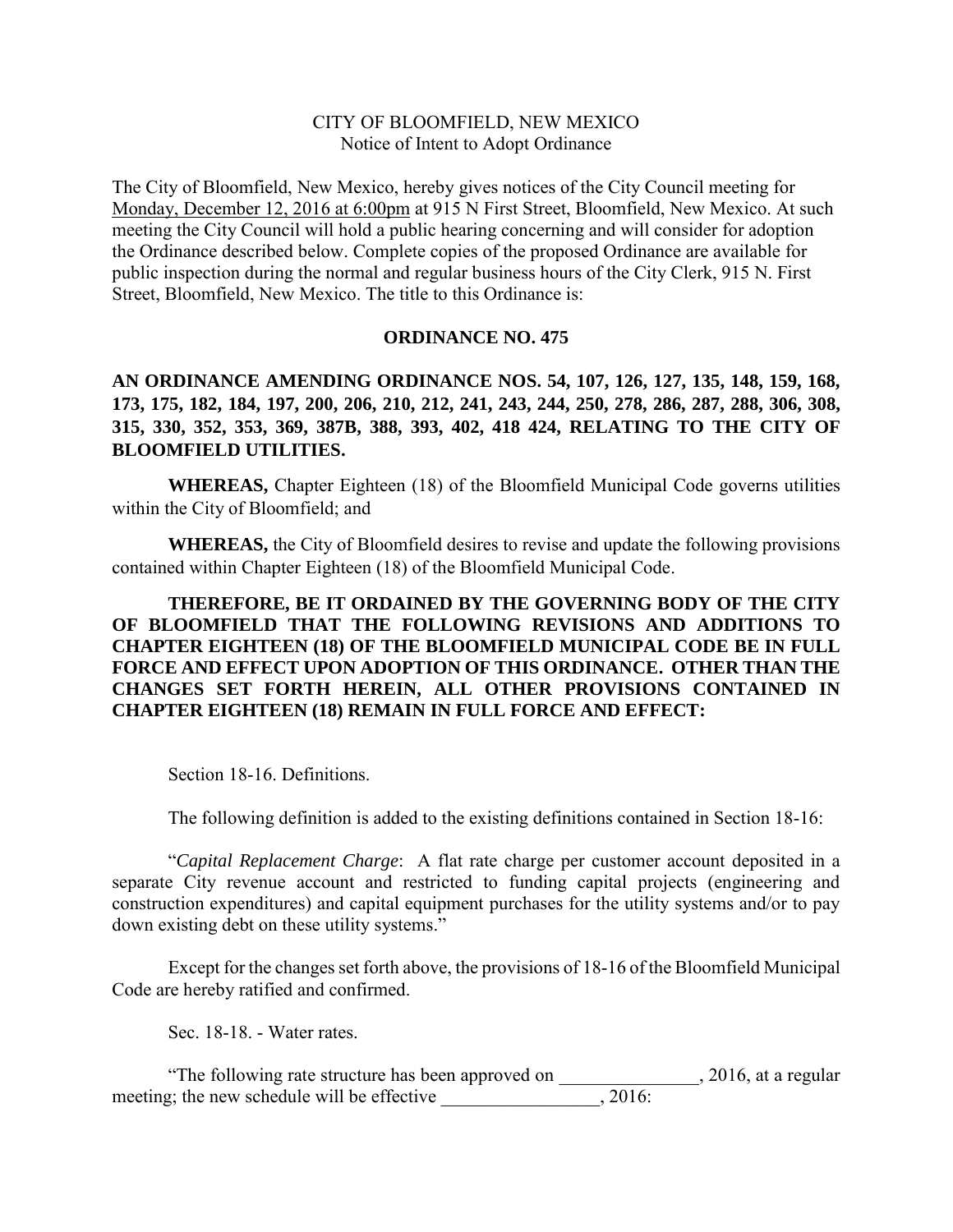CITY OF BLOOMFIELD, NEW MEXICO
Notice of Intent to Adopt Ordinance

The City of Bloomfield, New Mexico, hereby gives notices of the City Council meeting for Monday, December 12, 2016 at 6:00pm at 915 N First Street, Bloomfield, New Mexico. At such meeting the City Council will hold a public hearing concerning and will consider for adoption the Ordinance described below. Complete copies of the proposed Ordinance are available for public inspection during the normal and regular business hours of the City Clerk, 915 N. First Street, Bloomfield, New Mexico. The title to this Ordinance is:

**ORDINANCE NO. 475**

**AN ORDINANCE AMENDING ORDINANCE NOS. 54, 107, 126, 127, 135, 148, 159, 168, 173, 175, 182, 184, 197, 200, 206, 210, 212, 241, 243, 244, 250, 278, 286, 287, 288, 306, 308, 315, 330, 352, 353, 369, 387B, 388, 393, 402, 418 424, RELATING TO THE CITY OF BLOOMFIELD UTILITIES.**

**WHEREAS,** Chapter Eighteen (18) of the Bloomfield Municipal Code governs utilities within the City of Bloomfield; and

**WHEREAS,** the City of Bloomfield desires to revise and update the following provisions contained within Chapter Eighteen (18) of the Bloomfield Municipal Code.

**THEREFORE, BE IT ORDAINED BY THE GOVERNING BODY OF THE CITY OF BLOOMFIELD THAT THE FOLLOWING REVISIONS AND ADDITIONS TO CHAPTER EIGHTEEN (18) OF THE BLOOMFIELD MUNICIPAL CODE BE IN FULL FORCE AND EFFECT UPON ADOPTION OF THIS ORDINANCE. OTHER THAN THE CHANGES SET FORTH HEREIN, ALL OTHER PROVISIONS CONTAINED IN CHAPTER EIGHTEEN (18) REMAIN IN FULL FORCE AND EFFECT:**

Section 18-16. Definitions.

The following definition is added to the existing definitions contained in Section 18-16:

"*Capital Replacement Charge*: A flat rate charge per customer account deposited in a separate City revenue account and restricted to funding capital projects (engineering and construction expenditures) and capital equipment purchases for the utility systems and/or to pay down existing debt on these utility systems."

Except for the changes set forth above, the provisions of 18-16 of the Bloomfield Municipal Code are hereby ratified and confirmed.

Sec. 18-18. - Water rates.

"The following rate structure has been approved on _______________, 2016, at a regular meeting; the new schedule will be effective _________________, 2016: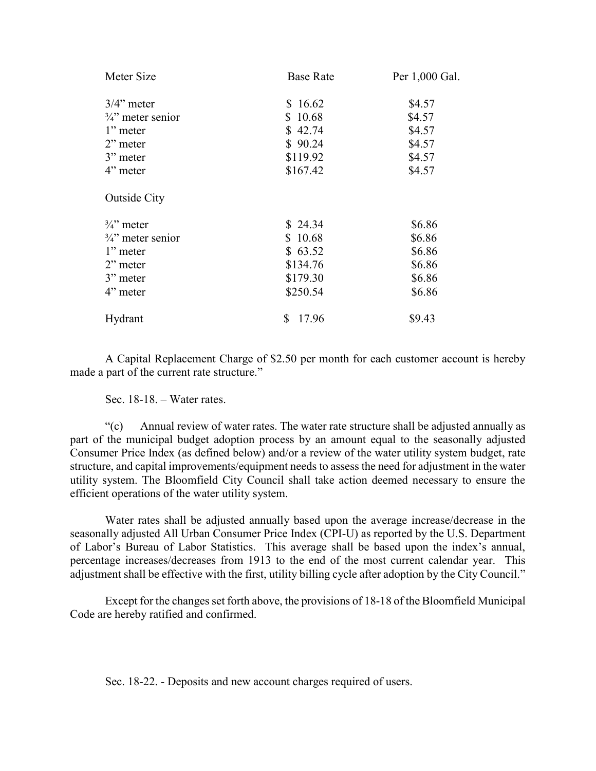| Meter Size | Base Rate | Per 1,000 Gal. |
|---|---|---|
| 3/4" meter | $ 16.62 | $4.57 |
| ¾" meter senior | $ 10.68 | $4.57 |
| 1" meter | $ 42.74 | $4.57 |
| 2" meter | $ 90.24 | $4.57 |
| 3" meter | $119.92 | $4.57 |
| 4" meter | $167.42 | $4.57 |
| Outside City | | |
| ¾" meter | $ 24.34 | $6.86 |
| ¾" meter senior | $ 10.68 | $6.86 |
| 1" meter | $ 63.52 | $6.86 |
| 2" meter | $134.76 | $6.86 |
| 3" meter | $179.30 | $6.86 |
| 4" meter | $250.54 | $6.86 |
| Hydrant | $ 17.96 | $9.43 |

A Capital Replacement Charge of $2.50 per month for each customer account is hereby made a part of the current rate structure."

Sec. 18-18. – Water rates.

"(c) Annual review of water rates. The water rate structure shall be adjusted annually as part of the municipal budget adoption process by an amount equal to the seasonally adjusted Consumer Price Index (as defined below) and/or a review of the water utility system budget, rate structure, and capital improvements/equipment needs to assess the need for adjustment in the water utility system. The Bloomfield City Council shall take action deemed necessary to ensure the efficient operations of the water utility system.

Water rates shall be adjusted annually based upon the average increase/decrease in the seasonally adjusted All Urban Consumer Price Index (CPI-U) as reported by the U.S. Department of Labor's Bureau of Labor Statistics. This average shall be based upon the index's annual, percentage increases/decreases from 1913 to the end of the most current calendar year. This adjustment shall be effective with the first, utility billing cycle after adoption by the City Council."

Except for the changes set forth above, the provisions of 18-18 of the Bloomfield Municipal Code are hereby ratified and confirmed.

Sec. 18-22. - Deposits and new account charges required of users.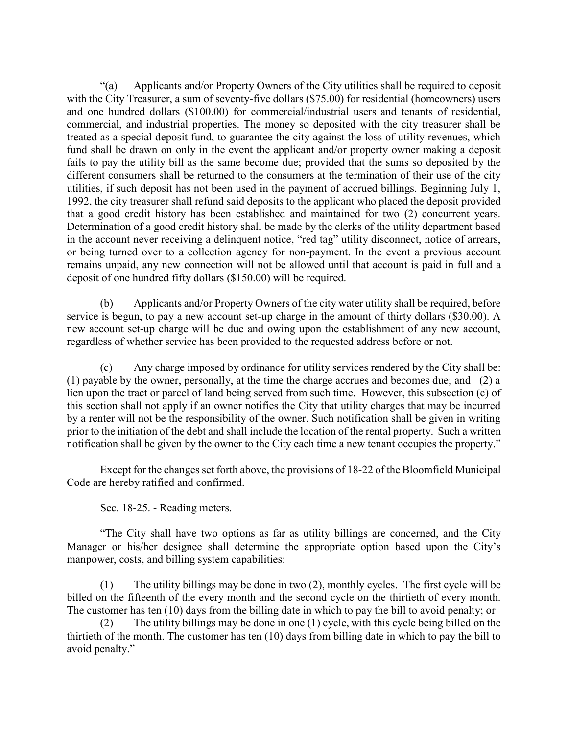"(a) Applicants and/or Property Owners of the City utilities shall be required to deposit with the City Treasurer, a sum of seventy-five dollars ($75.00) for residential (homeowners) users and one hundred dollars ($100.00) for commercial/industrial users and tenants of residential, commercial, and industrial properties. The money so deposited with the city treasurer shall be treated as a special deposit fund, to guarantee the city against the loss of utility revenues, which fund shall be drawn on only in the event the applicant and/or property owner making a deposit fails to pay the utility bill as the same become due; provided that the sums so deposited by the different consumers shall be returned to the consumers at the termination of their use of the city utilities, if such deposit has not been used in the payment of accrued billings. Beginning July 1, 1992, the city treasurer shall refund said deposits to the applicant who placed the deposit provided that a good credit history has been established and maintained for two (2) concurrent years. Determination of a good credit history shall be made by the clerks of the utility department based in the account never receiving a delinquent notice, "red tag" utility disconnect, notice of arrears, or being turned over to a collection agency for non-payment. In the event a previous account remains unpaid, any new connection will not be allowed until that account is paid in full and a deposit of one hundred fifty dollars ($150.00) will be required.

(b) Applicants and/or Property Owners of the city water utility shall be required, before service is begun, to pay a new account set-up charge in the amount of thirty dollars ($30.00). A new account set-up charge will be due and owing upon the establishment of any new account, regardless of whether service has been provided to the requested address before or not.

(c) Any charge imposed by ordinance for utility services rendered by the City shall be: (1) payable by the owner, personally, at the time the charge accrues and becomes due; and (2) a lien upon the tract or parcel of land being served from such time. However, this subsection (c) of this section shall not apply if an owner notifies the City that utility charges that may be incurred by a renter will not be the responsibility of the owner. Such notification shall be given in writing prior to the initiation of the debt and shall include the location of the rental property. Such a written notification shall be given by the owner to the City each time a new tenant occupies the property."

Except for the changes set forth above, the provisions of 18-22 of the Bloomfield Municipal Code are hereby ratified and confirmed.

Sec. 18-25. - Reading meters.

"The City shall have two options as far as utility billings are concerned, and the City Manager or his/her designee shall determine the appropriate option based upon the City's manpower, costs, and billing system capabilities:

(1) The utility billings may be done in two (2), monthly cycles. The first cycle will be billed on the fifteenth of the every month and the second cycle on the thirtieth of every month. The customer has ten (10) days from the billing date in which to pay the bill to avoid penalty; or

(2) The utility billings may be done in one (1) cycle, with this cycle being billed on the thirtieth of the month. The customer has ten (10) days from billing date in which to pay the bill to avoid penalty."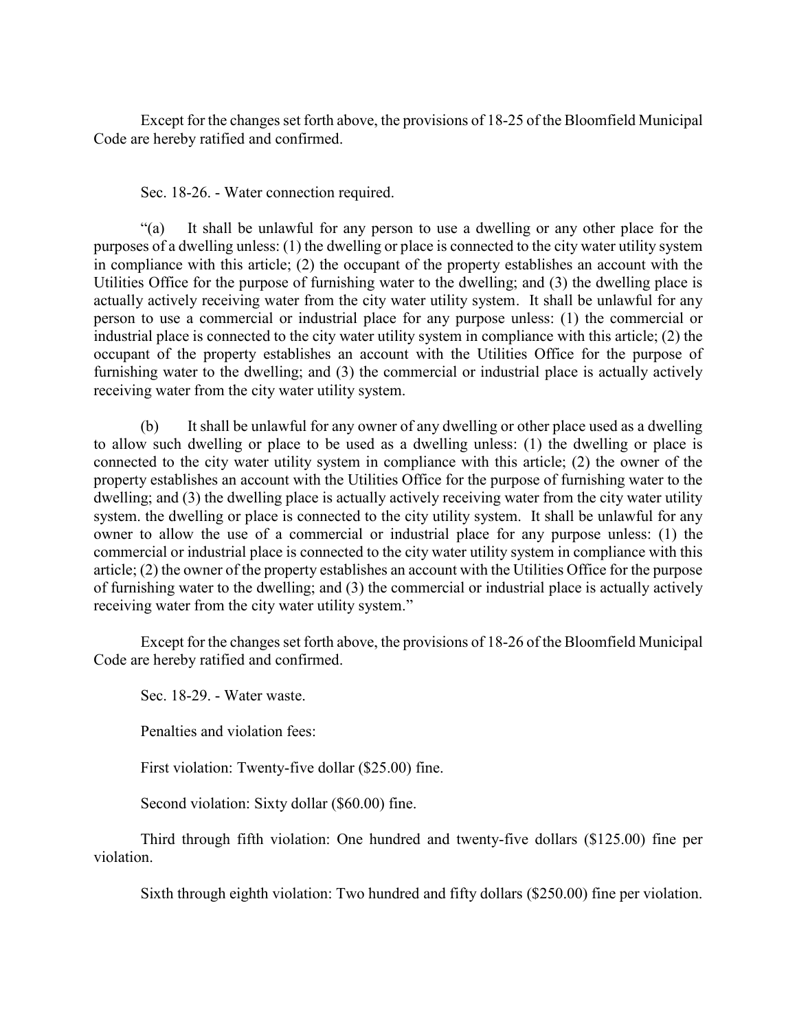Except for the changes set forth above, the provisions of 18-25 of the Bloomfield Municipal Code are hereby ratified and confirmed.

Sec. 18-26. - Water connection required.

“(a) It shall be unlawful for any person to use a dwelling or any other place for the purposes of a dwelling unless: (1) the dwelling or place is connected to the city water utility system in compliance with this article; (2) the occupant of the property establishes an account with the Utilities Office for the purpose of furnishing water to the dwelling; and (3) the dwelling place is actually actively receiving water from the city water utility system. It shall be unlawful for any person to use a commercial or industrial place for any purpose unless: (1) the commercial or industrial place is connected to the city water utility system in compliance with this article; (2) the occupant of the property establishes an account with the Utilities Office for the purpose of furnishing water to the dwelling; and (3) the commercial or industrial place is actually actively receiving water from the city water utility system.

(b) It shall be unlawful for any owner of any dwelling or other place used as a dwelling to allow such dwelling or place to be used as a dwelling unless: (1) the dwelling or place is connected to the city water utility system in compliance with this article; (2) the owner of the property establishes an account with the Utilities Office for the purpose of furnishing water to the dwelling; and (3) the dwelling place is actually actively receiving water from the city water utility system. the dwelling or place is connected to the city utility system. It shall be unlawful for any owner to allow the use of a commercial or industrial place for any purpose unless: (1) the commercial or industrial place is connected to the city water utility system in compliance with this article; (2) the owner of the property establishes an account with the Utilities Office for the purpose of furnishing water to the dwelling; and (3) the commercial or industrial place is actually actively receiving water from the city water utility system.”

Except for the changes set forth above, the provisions of 18-26 of the Bloomfield Municipal Code are hereby ratified and confirmed.

Sec. 18-29. - Water waste.

Penalties and violation fees:

First violation: Twenty-five dollar ($25.00) fine.

Second violation: Sixty dollar ($60.00) fine.

Third through fifth violation: One hundred and twenty-five dollars ($125.00) fine per violation.

Sixth through eighth violation: Two hundred and fifty dollars ($250.00) fine per violation.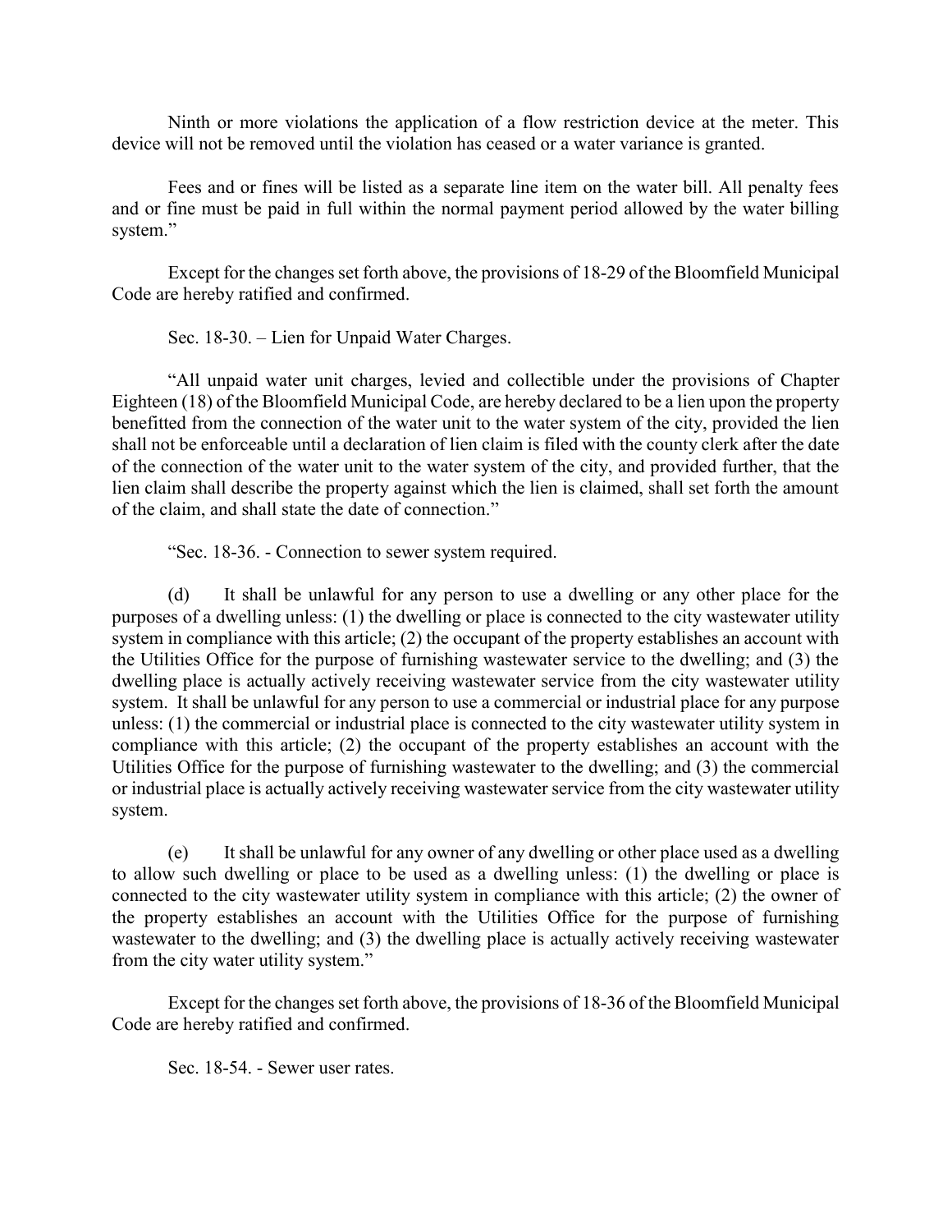Ninth or more violations the application of a flow restriction device at the meter. This device will not be removed until the violation has ceased or a water variance is granted.

Fees and or fines will be listed as a separate line item on the water bill. All penalty fees and or fine must be paid in full within the normal payment period allowed by the water billing system."

Except for the changes set forth above, the provisions of 18-29 of the Bloomfield Municipal Code are hereby ratified and confirmed.

Sec. 18-30. – Lien for Unpaid Water Charges.

"All unpaid water unit charges, levied and collectible under the provisions of Chapter Eighteen (18) of the Bloomfield Municipal Code, are hereby declared to be a lien upon the property benefitted from the connection of the water unit to the water system of the city, provided the lien shall not be enforceable until a declaration of lien claim is filed with the county clerk after the date of the connection of the water unit to the water system of the city, and provided further, that the lien claim shall describe the property against which the lien is claimed, shall set forth the amount of the claim, and shall state the date of connection."

"Sec. 18-36. - Connection to sewer system required.

(d) It shall be unlawful for any person to use a dwelling or any other place for the purposes of a dwelling unless: (1) the dwelling or place is connected to the city wastewater utility system in compliance with this article; (2) the occupant of the property establishes an account with the Utilities Office for the purpose of furnishing wastewater service to the dwelling; and (3) the dwelling place is actually actively receiving wastewater service from the city wastewater utility system. It shall be unlawful for any person to use a commercial or industrial place for any purpose unless: (1) the commercial or industrial place is connected to the city wastewater utility system in compliance with this article; (2) the occupant of the property establishes an account with the Utilities Office for the purpose of furnishing wastewater to the dwelling; and (3) the commercial or industrial place is actually actively receiving wastewater service from the city wastewater utility system.

(e) It shall be unlawful for any owner of any dwelling or other place used as a dwelling to allow such dwelling or place to be used as a dwelling unless: (1) the dwelling or place is connected to the city wastewater utility system in compliance with this article; (2) the owner of the property establishes an account with the Utilities Office for the purpose of furnishing wastewater to the dwelling; and (3) the dwelling place is actually actively receiving wastewater from the city water utility system."

Except for the changes set forth above, the provisions of 18-36 of the Bloomfield Municipal Code are hereby ratified and confirmed.

Sec. 18-54. - Sewer user rates.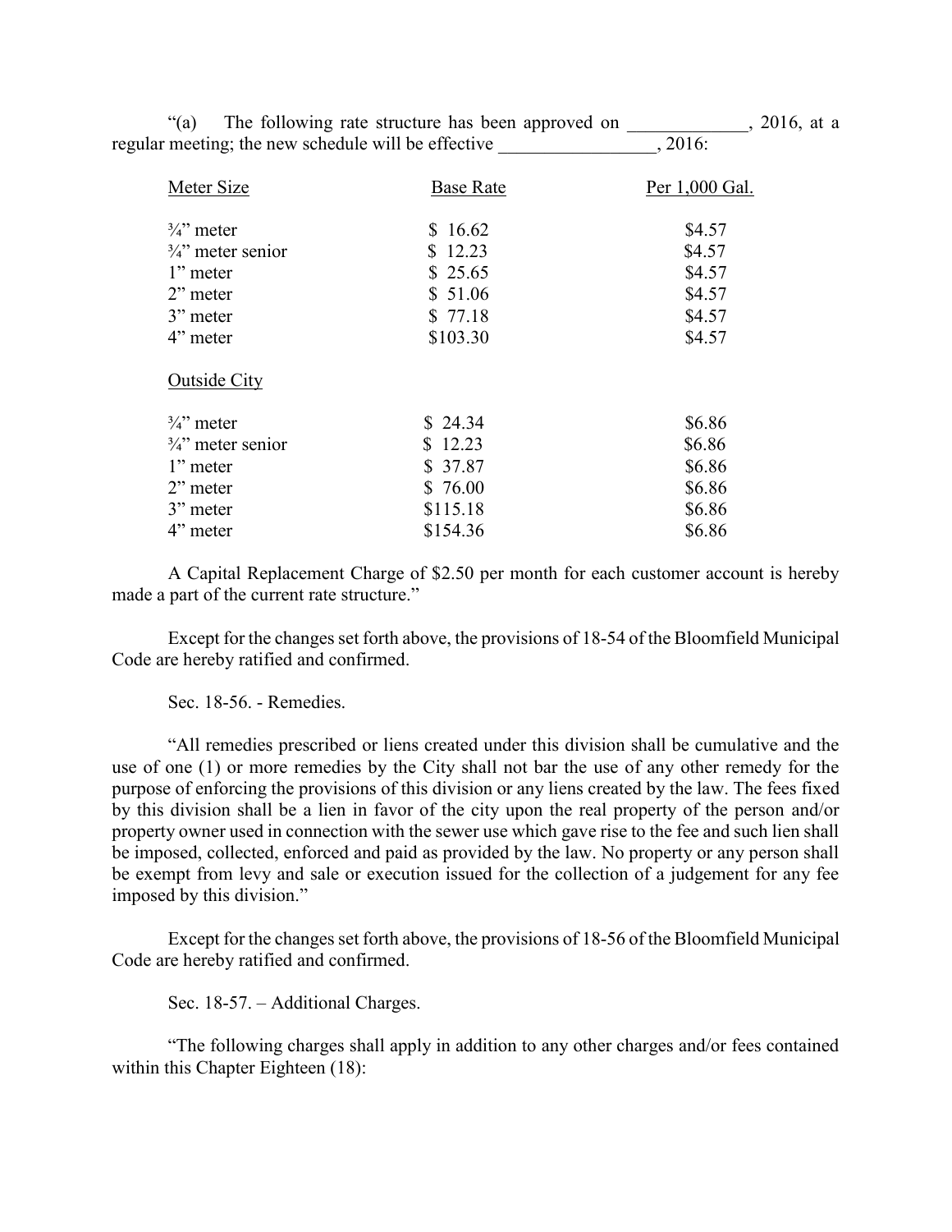"(a) The following rate structure has been approved on _____________, 2016, at a regular meeting; the new schedule will be effective _________________, 2016:

| Meter Size | Base Rate | Per 1,000 Gal. |
|---|---|---|
| ¾" meter | $ 16.62 | $4.57 |
| ¾" meter senior | $ 12.23 | $4.57 |
| 1" meter | $ 25.65 | $4.57 |
| 2" meter | $ 51.06 | $4.57 |
| 3" meter | $ 77.18 | $4.57 |
| 4" meter | $103.30 | $4.57 |
| Outside City | | |
| ¾" meter | $ 24.34 | $6.86 |
| ¾" meter senior | $ 12.23 | $6.86 |
| 1" meter | $ 37.87 | $6.86 |
| 2" meter | $ 76.00 | $6.86 |
| 3" meter | $115.18 | $6.86 |
| 4" meter | $154.36 | $6.86 |

A Capital Replacement Charge of $2.50 per month for each customer account is hereby made a part of the current rate structure."

Except for the changes set forth above, the provisions of 18-54 of the Bloomfield Municipal Code are hereby ratified and confirmed.

Sec. 18-56. - Remedies.

"All remedies prescribed or liens created under this division shall be cumulative and the use of one (1) or more remedies by the City shall not bar the use of any other remedy for the purpose of enforcing the provisions of this division or any liens created by the law. The fees fixed by this division shall be a lien in favor of the city upon the real property of the person and/or property owner used in connection with the sewer use which gave rise to the fee and such lien shall be imposed, collected, enforced and paid as provided by the law. No property or any person shall be exempt from levy and sale or execution issued for the collection of a judgement for any fee imposed by this division."

Except for the changes set forth above, the provisions of 18-56 of the Bloomfield Municipal Code are hereby ratified and confirmed.

Sec. 18-57. – Additional Charges.

"The following charges shall apply in addition to any other charges and/or fees contained within this Chapter Eighteen (18):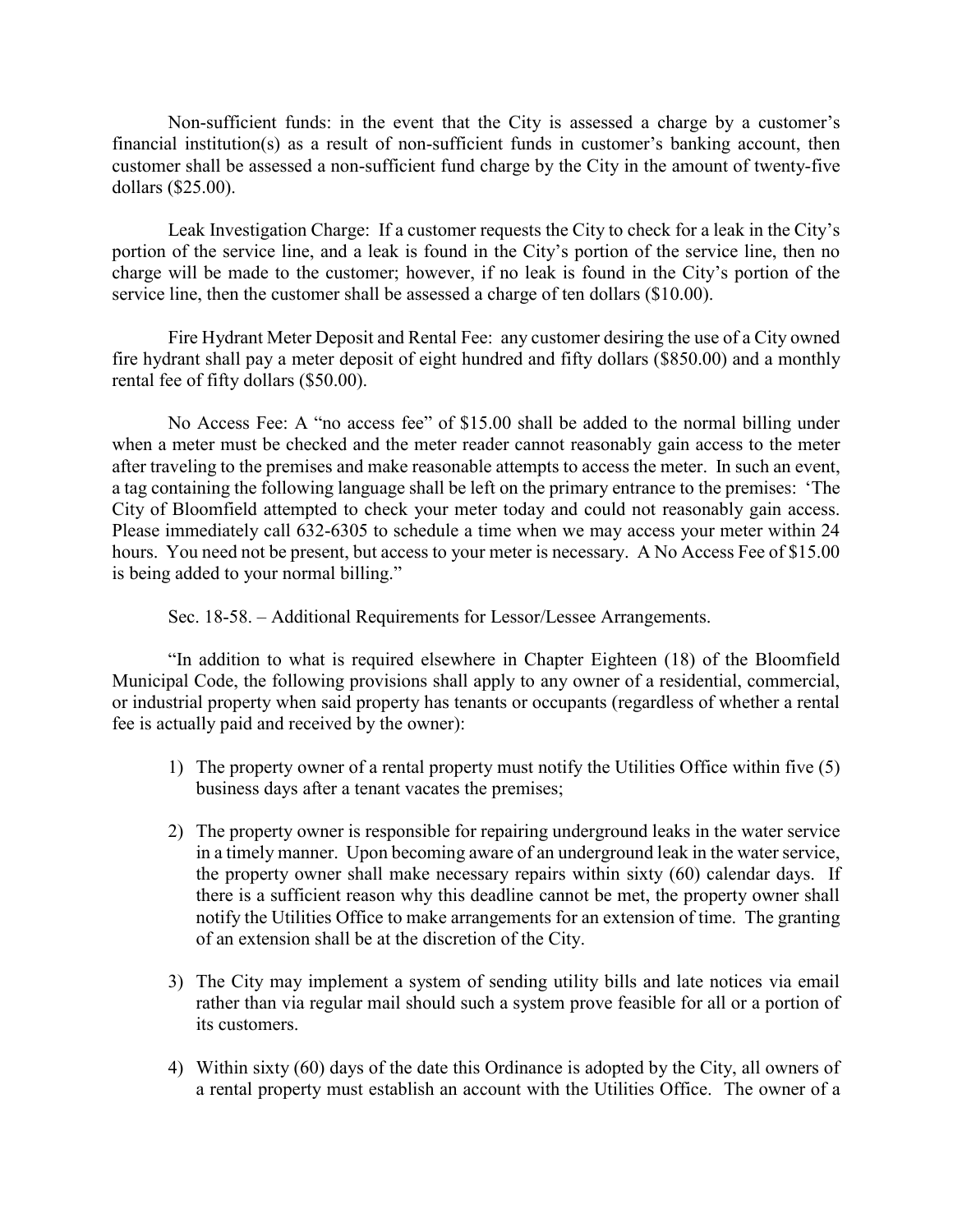Non-sufficient funds: in the event that the City is assessed a charge by a customer's financial institution(s) as a result of non-sufficient funds in customer's banking account, then customer shall be assessed a non-sufficient fund charge by the City in the amount of twenty-five dollars ($25.00).

Leak Investigation Charge: If a customer requests the City to check for a leak in the City's portion of the service line, and a leak is found in the City's portion of the service line, then no charge will be made to the customer; however, if no leak is found in the City's portion of the service line, then the customer shall be assessed a charge of ten dollars ($10.00).

Fire Hydrant Meter Deposit and Rental Fee: any customer desiring the use of a City owned fire hydrant shall pay a meter deposit of eight hundred and fifty dollars ($850.00) and a monthly rental fee of fifty dollars ($50.00).

No Access Fee: A "no access fee" of $15.00 shall be added to the normal billing under when a meter must be checked and the meter reader cannot reasonably gain access to the meter after traveling to the premises and make reasonable attempts to access the meter. In such an event, a tag containing the following language shall be left on the primary entrance to the premises: 'The City of Bloomfield attempted to check your meter today and could not reasonably gain access. Please immediately call 632-6305 to schedule a time when we may access your meter within 24 hours. You need not be present, but access to your meter is necessary. A No Access Fee of $15.00 is being added to your normal billing."

Sec. 18-58. – Additional Requirements for Lessor/Lessee Arrangements.

"In addition to what is required elsewhere in Chapter Eighteen (18) of the Bloomfield Municipal Code, the following provisions shall apply to any owner of a residential, commercial, or industrial property when said property has tenants or occupants (regardless of whether a rental fee is actually paid and received by the owner):

1) The property owner of a rental property must notify the Utilities Office within five (5) business days after a tenant vacates the premises;

2) The property owner is responsible for repairing underground leaks in the water service in a timely manner. Upon becoming aware of an underground leak in the water service, the property owner shall make necessary repairs within sixty (60) calendar days. If there is a sufficient reason why this deadline cannot be met, the property owner shall notify the Utilities Office to make arrangements for an extension of time. The granting of an extension shall be at the discretion of the City.

3) The City may implement a system of sending utility bills and late notices via email rather than via regular mail should such a system prove feasible for all or a portion of its customers.

4) Within sixty (60) days of the date this Ordinance is adopted by the City, all owners of a rental property must establish an account with the Utilities Office. The owner of a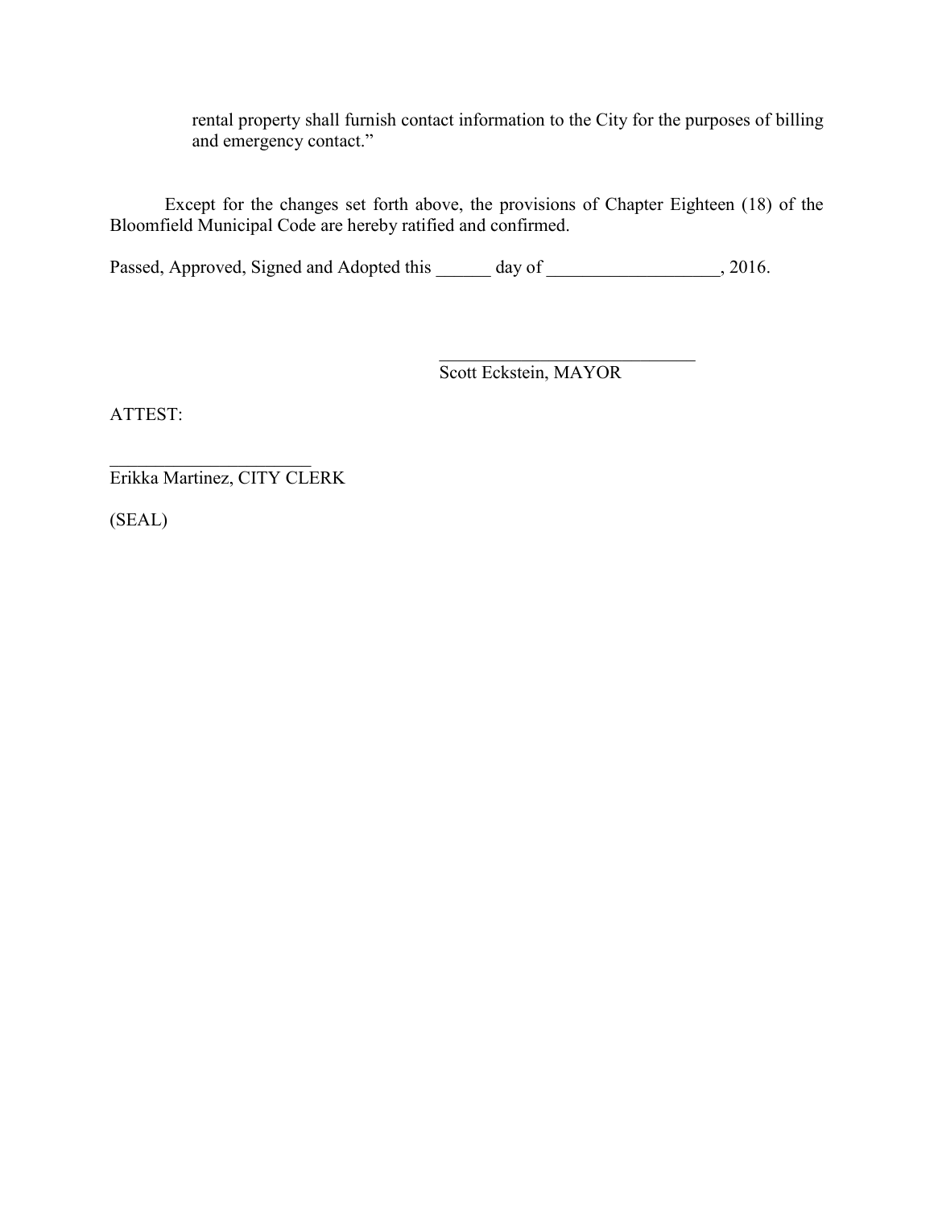rental property shall furnish contact information to the City for the purposes of billing and emergency contact."

Except for the changes set forth above, the provisions of Chapter Eighteen (18) of the Bloomfield Municipal Code are hereby ratified and confirmed.

Passed, Approved, Signed and Adopted this ______ day of ___________________, 2016.

_____________________________
Scott Eckstein, MAYOR

ATTEST:

_______________________
Erikka Martinez, CITY CLERK

(SEAL)